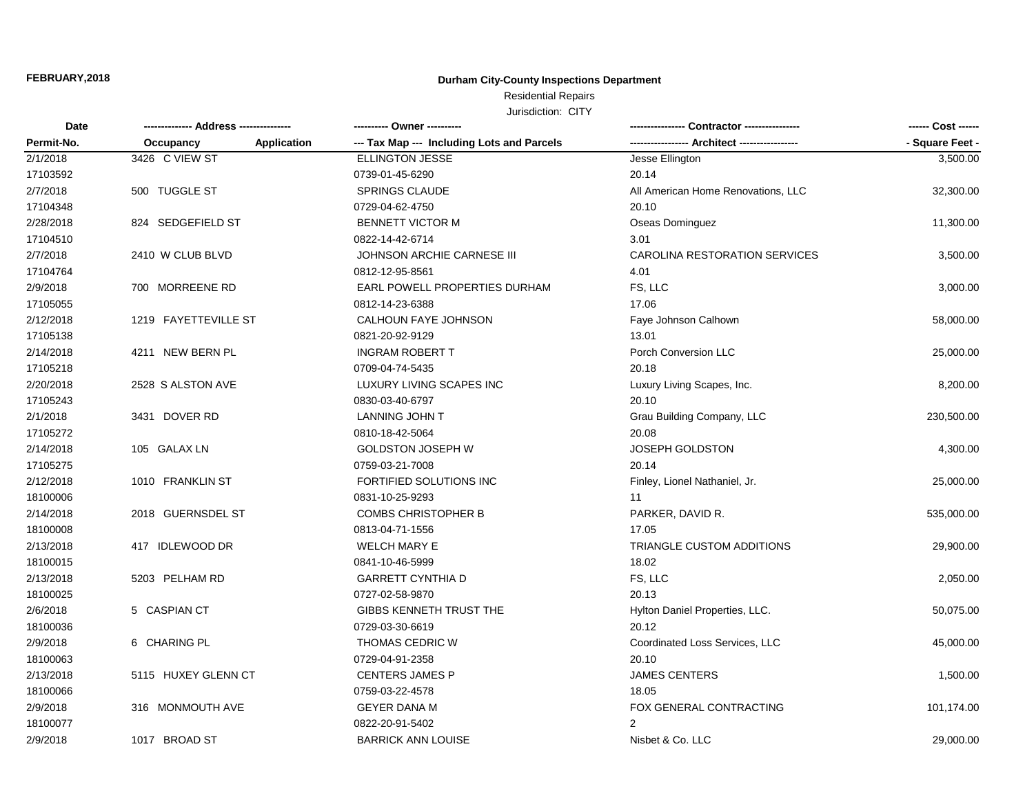**FEBRUARY,2018**

**Durham City-County Inspections Department**

Residential Repairs

Jurisdiction: CITY

| Date | -------------- Address -------------- | | ---------- Owner ---------- | ---------------- Contractor ---------------- | ------ Cost ------ |
|---|---|---|---|---|---|
| Permit-No. | Occupancy | Application | --- Tax Map --- Including Lots and Parcels | ----------------- Architect ----------------- | - Square Feet - |
| 2/1/2018 | 3426 C VIEW ST | | ELLINGTON JESSE | Jesse Ellington | 3,500.00 |
| 17103592 | | | 0739-01-45-6290 | 20.14 | |
| 2/7/2018 | 500 TUGGLE ST | | SPRINGS CLAUDE | All American Home Renovations, LLC | 32,300.00 |
| 17104348 | | | 0729-04-62-4750 | 20.10 | |
| 2/28/2018 | 824 SEDGEFIELD ST | | BENNETT VICTOR M | Oseas Dominguez | 11,300.00 |
| 17104510 | | | 0822-14-42-6714 | 3.01 | |
| 2/7/2018 | 2410 W CLUB BLVD | | JOHNSON ARCHIE CARNESE III | CAROLINA RESTORATION SERVICES | 3,500.00 |
| 17104764 | | | 0812-12-95-8561 | 4.01 | |
| 2/9/2018 | 700 MORREENE RD | | EARL POWELL PROPERTIES DURHAM | FS, LLC | 3,000.00 |
| 17105055 | | | 0812-14-23-6388 | 17.06 | |
| 2/12/2018 | 1219 FAYETTEVILLE ST | | CALHOUN FAYE JOHNSON | Faye Johnson Calhown | 58,000.00 |
| 17105138 | | | 0821-20-92-9129 | 13.01 | |
| 2/14/2018 | 4211 NEW BERN PL | | INGRAM ROBERT T | Porch Conversion LLC | 25,000.00 |
| 17105218 | | | 0709-04-74-5435 | 20.18 | |
| 2/20/2018 | 2528 S ALSTON AVE | | LUXURY LIVING SCAPES INC | Luxury Living Scapes, Inc. | 8,200.00 |
| 17105243 | | | 0830-03-40-6797 | 20.10 | |
| 2/1/2018 | 3431 DOVER RD | | LANNING JOHN T | Grau Building Company, LLC | 230,500.00 |
| 17105272 | | | 0810-18-42-5064 | 20.08 | |
| 2/14/2018 | 105 GALAX LN | | GOLDSTON JOSEPH W | JOSEPH GOLDSTON | 4,300.00 |
| 17105275 | | | 0759-03-21-7008 | 20.14 | |
| 2/12/2018 | 1010 FRANKLIN ST | | FORTIFIED SOLUTIONS INC | Finley, Lionel Nathaniel, Jr. | 25,000.00 |
| 18100006 | | | 0831-10-25-9293 | 11 | |
| 2/14/2018 | 2018 GUERNSDEL ST | | COMBS CHRISTOPHER B | PARKER, DAVID R. | 535,000.00 |
| 18100008 | | | 0813-04-71-1556 | 17.05 | |
| 2/13/2018 | 417 IDLEWOOD DR | | WELCH MARY E | TRIANGLE CUSTOM ADDITIONS | 29,900.00 |
| 18100015 | | | 0841-10-46-5999 | 18.02 | |
| 2/13/2018 | 5203 PELHAM RD | | GARRETT CYNTHIA D | FS, LLC | 2,050.00 |
| 18100025 | | | 0727-02-58-9870 | 20.13 | |
| 2/6/2018 | 5 CASPIAN CT | | GIBBS KENNETH TRUST THE | Hylton Daniel Properties, LLC. | 50,075.00 |
| 18100036 | | | 0729-03-30-6619 | 20.12 | |
| 2/9/2018 | 6 CHARING PL | | THOMAS CEDRIC W | Coordinated Loss Services, LLC | 45,000.00 |
| 18100063 | | | 0729-04-91-2358 | 20.10 | |
| 2/13/2018 | 5115 HUXEY GLENN CT | | CENTERS JAMES P | JAMES CENTERS | 1,500.00 |
| 18100066 | | | 0759-03-22-4578 | 18.05 | |
| 2/9/2018 | 316 MONMOUTH AVE | | GEYER DANA M | FOX GENERAL CONTRACTING | 101,174.00 |
| 18100077 | | | 0822-20-91-5402 | 2 | |
| 2/9/2018 | 1017 BROAD ST | | BARRICK ANN LOUISE | Nisbet & Co. LLC | 29,000.00 |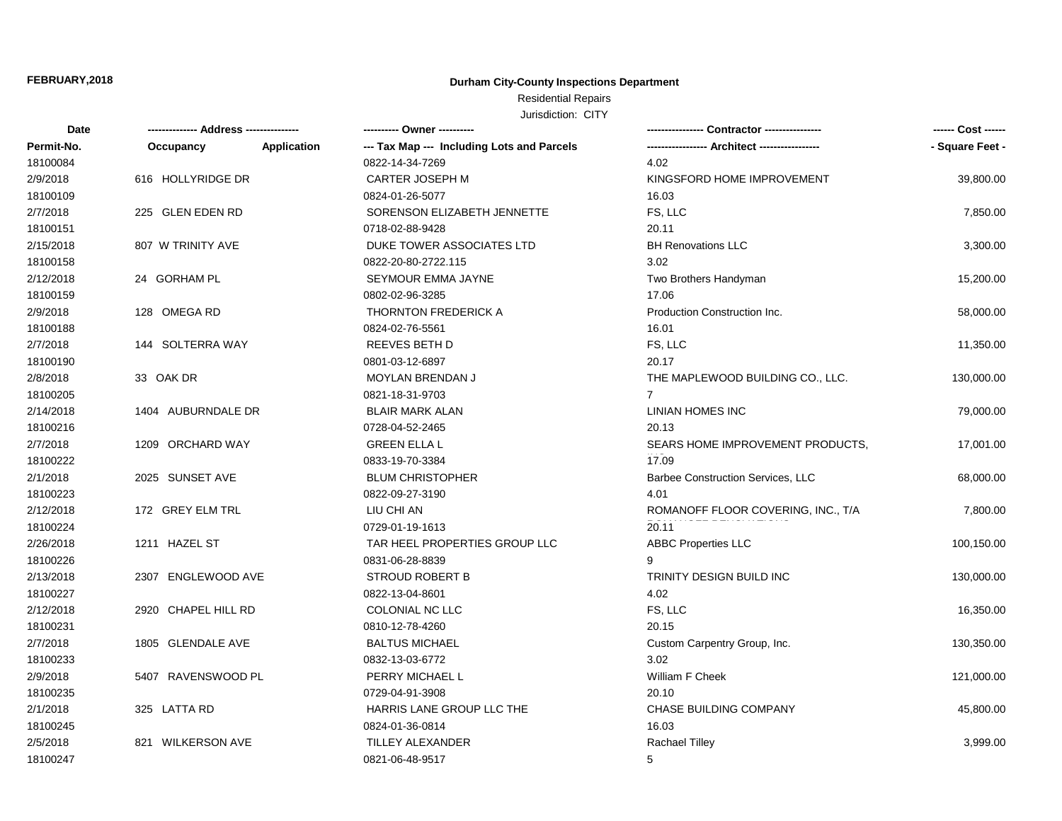**FEBRUARY,2018**

**Durham City-County Inspections Department**

Residential Repairs

Jurisdiction: CITY

| Date | -------------- Address -------------- | | ---------- Owner ---------- | ---------------- Contractor ---------------- | ------ Cost ------ |
|---|---|---|---|---|---|
| Permit-No. | Occupancy | Application | --- Tax Map --- Including Lots and Parcels | ----------------- Architect ----------------- | - Square Feet - |
| 18100084 | | | 0822-14-34-7269 | 4.02 | |
| 2/9/2018 | 616 HOLLYRIDGE DR | | CARTER JOSEPH M | KINGSFORD HOME IMPROVEMENT | 39,800.00 |
| 18100109 | | | 0824-01-26-5077 | 16.03 | |
| 2/7/2018 | 225 GLEN EDEN RD | | SORENSON ELIZABETH JENNETTE | FS, LLC | 7,850.00 |
| 18100151 | | | 0718-02-88-9428 | 20.11 | |
| 2/15/2018 | 807 W TRINITY AVE | | DUKE TOWER ASSOCIATES LTD | BH Renovations LLC | 3,300.00 |
| 18100158 | | | 0822-20-80-2722.115 | 3.02 | |
| 2/12/2018 | 24 GORHAM PL | | SEYMOUR EMMA JAYNE | Two Brothers Handyman | 15,200.00 |
| 18100159 | | | 0802-02-96-3285 | 17.06 | |
| 2/9/2018 | 128 OMEGA RD | | THORNTON FREDERICK A | Production Construction Inc. | 58,000.00 |
| 18100188 | | | 0824-02-76-5561 | 16.01 | |
| 2/7/2018 | 144 SOLTERRA WAY | | REEVES BETH D | FS, LLC | 11,350.00 |
| 18100190 | | | 0801-03-12-6897 | 20.17 | |
| 2/8/2018 | 33 OAK DR | | MOYLAN BRENDAN J | THE MAPLEWOOD BUILDING CO., LLC. | 130,000.00 |
| 18100205 | | | 0821-18-31-9703 | 7 | |
| 2/14/2018 | 1404 AUBURNDALE DR | | BLAIR MARK ALAN | LINIAN HOMES INC | 79,000.00 |
| 18100216 | | | 0728-04-52-2465 | 20.13 | |
| 2/7/2018 | 1209 ORCHARD WAY | | GREEN ELLA L | SEARS HOME IMPROVEMENT PRODUCTS, | 17,001.00 |
| 18100222 | | | 0833-19-70-3384 | 17.09 | |
| 2/1/2018 | 2025 SUNSET AVE | | BLUM CHRISTOPHER | Barbee Construction Services, LLC | 68,000.00 |
| 18100223 | | | 0822-09-27-3190 | 4.01 | |
| 2/12/2018 | 172 GREY ELM TRL | | LIU CHI AN | ROMANOFF FLOOR COVERING, INC., T/A | 7,800.00 |
| 18100224 | | | 0729-01-19-1613 | 20.11 | |
| 2/26/2018 | 1211 HAZEL ST | | TAR HEEL PROPERTIES GROUP LLC | ABBC Properties LLC | 100,150.00 |
| 18100226 | | | 0831-06-28-8839 | 9 | |
| 2/13/2018 | 2307 ENGLEWOOD AVE | | STROUD ROBERT B | TRINITY DESIGN BUILD INC | 130,000.00 |
| 18100227 | | | 0822-13-04-8601 | 4.02 | |
| 2/12/2018 | 2920 CHAPEL HILL RD | | COLONIAL NC LLC | FS, LLC | 16,350.00 |
| 18100231 | | | 0810-12-78-4260 | 20.15 | |
| 2/7/2018 | 1805 GLENDALE AVE | | BALTUS MICHAEL | Custom Carpentry Group, Inc. | 130,350.00 |
| 18100233 | | | 0832-13-03-6772 | 3.02 | |
| 2/9/2018 | 5407 RAVENSWOOD PL | | PERRY MICHAEL L | William F Cheek | 121,000.00 |
| 18100235 | | | 0729-04-91-3908 | 20.10 | |
| 2/1/2018 | 325 LATTA RD | | HARRIS LANE GROUP LLC THE | CHASE BUILDING COMPANY | 45,800.00 |
| 18100245 | | | 0824-01-36-0814 | 16.03 | |
| 2/5/2018 | 821 WILKERSON AVE | | TILLEY ALEXANDER | Rachael Tilley | 3,999.00 |
| 18100247 | | | 0821-06-48-9517 | 5 | |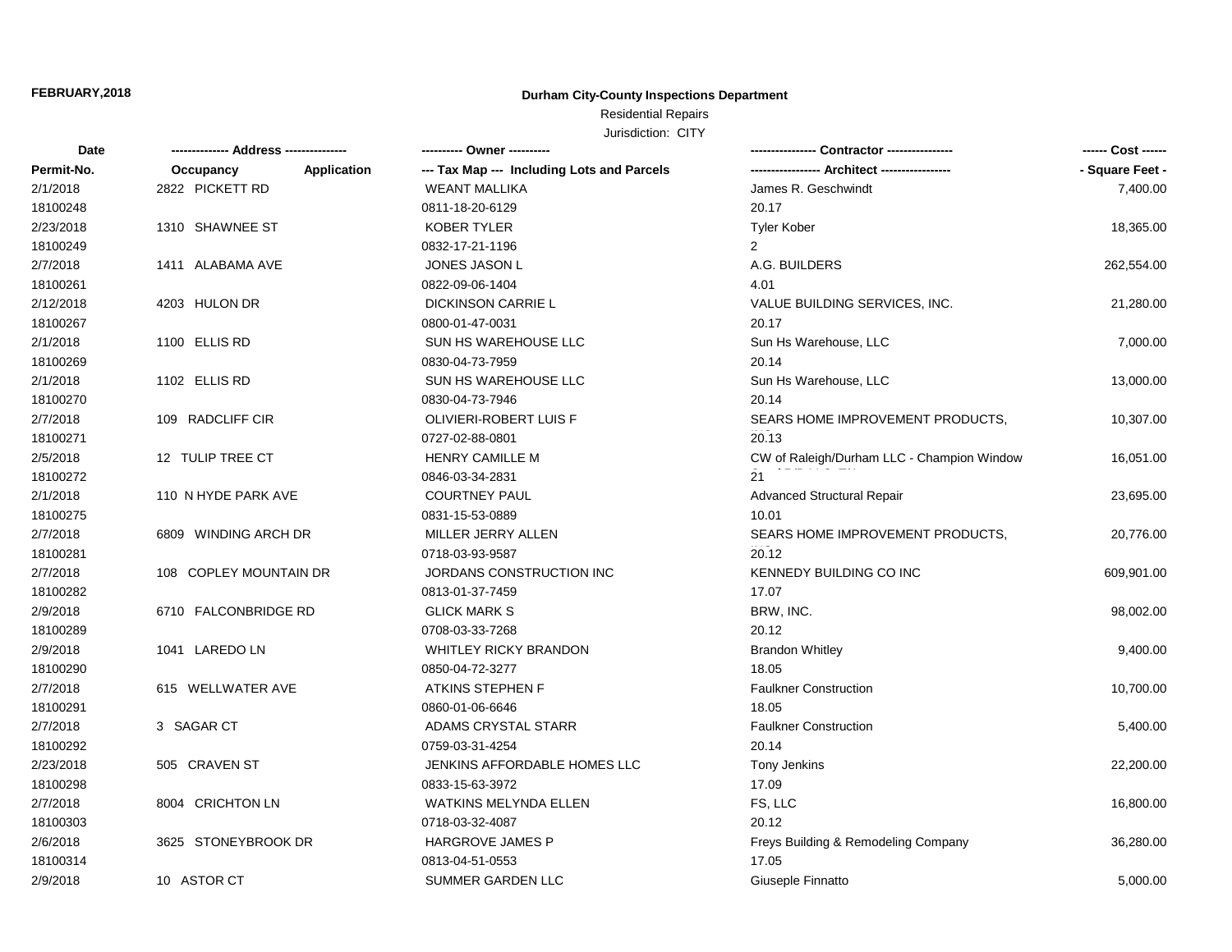**FEBRUARY,2018**

**Durham City-County Inspections Department**

Residential Repairs

Jurisdiction: CITY

| Date | ------------- Address -------------- | | ---------- Owner ---------- | --------------- Contractor --------------- | ------ Cost ------ |
|---|---|---|---|---|---|
| Permit-No. | Occupancy | Application | --- Tax Map --- Including Lots and Parcels | ---------------- Architect ---------------- | - Square Feet - |
| 2/1/2018 | 2822 PICKETT RD | | WEANT MALLIKA | James R. Geschwindt | 7,400.00 |
| 18100248 | | | 0811-18-20-6129 | 20.17 | |
| 2/23/2018 | 1310 SHAWNEE ST | | KOBER TYLER | Tyler Kober | 18,365.00 |
| 18100249 | | | 0832-17-21-1196 | 2 | |
| 2/7/2018 | 1411 ALABAMA AVE | | JONES JASON L | A.G. BUILDERS | 262,554.00 |
| 18100261 | | | 0822-09-06-1404 | 4.01 | |
| 2/12/2018 | 4203 HULON DR | | DICKINSON CARRIE L | VALUE BUILDING SERVICES, INC. | 21,280.00 |
| 18100267 | | | 0800-01-47-0031 | 20.17 | |
| 2/1/2018 | 1100 ELLIS RD | | SUN HS WAREHOUSE LLC | Sun Hs Warehouse, LLC | 7,000.00 |
| 18100269 | | | 0830-04-73-7959 | 20.14 | |
| 2/1/2018 | 1102 ELLIS RD | | SUN HS WAREHOUSE LLC | Sun Hs Warehouse, LLC | 13,000.00 |
| 18100270 | | | 0830-04-73-7946 | 20.14 | |
| 2/7/2018 | 109 RADCLIFF CIR | | OLIVIERI-ROBERT LUIS F | SEARS HOME IMPROVEMENT PRODUCTS, | 10,307.00 |
| 18100271 | | | 0727-02-88-0801 | 20.13 | |
| 2/5/2018 | 12 TULIP TREE CT | | HENRY CAMILLE M | CW of Raleigh/Durham LLC - Champion Window | 16,051.00 |
| 18100272 | | | 0846-03-34-2831 | 21 | |
| 2/1/2018 | 110 N HYDE PARK AVE | | COURTNEY PAUL | Advanced Structural Repair | 23,695.00 |
| 18100275 | | | 0831-15-53-0889 | 10.01 | |
| 2/7/2018 | 6809 WINDING ARCH DR | | MILLER JERRY ALLEN | SEARS HOME IMPROVEMENT PRODUCTS, | 20,776.00 |
| 18100281 | | | 0718-03-93-9587 | 20.12 | |
| 2/7/2018 | 108 COPLEY MOUNTAIN DR | | JORDANS CONSTRUCTION INC | KENNEDY BUILDING CO INC | 609,901.00 |
| 18100282 | | | 0813-01-37-7459 | 17.07 | |
| 2/9/2018 | 6710 FALCONBRIDGE RD | | GLICK MARK S | BRW, INC. | 98,002.00 |
| 18100289 | | | 0708-03-33-7268 | 20.12 | |
| 2/9/2018 | 1041 LAREDO LN | | WHITLEY RICKY BRANDON | Brandon Whitley | 9,400.00 |
| 18100290 | | | 0850-04-72-3277 | 18.05 | |
| 2/7/2018 | 615 WELLWATER AVE | | ATKINS STEPHEN F | Faulkner Construction | 10,700.00 |
| 18100291 | | | 0860-01-06-6646 | 18.05 | |
| 2/7/2018 | 3 SAGAR CT | | ADAMS CRYSTAL STARR | Faulkner Construction | 5,400.00 |
| 18100292 | | | 0759-03-31-4254 | 20.14 | |
| 2/23/2018 | 505 CRAVEN ST | | JENKINS AFFORDABLE HOMES LLC | Tony Jenkins | 22,200.00 |
| 18100298 | | | 0833-15-63-3972 | 17.09 | |
| 2/7/2018 | 8004 CRICHTON LN | | WATKINS MELYNDA ELLEN | FS, LLC | 16,800.00 |
| 18100303 | | | 0718-03-32-4087 | 20.12 | |
| 2/6/2018 | 3625 STONEYBROOK DR | | HARGROVE JAMES P | Freys Building & Remodeling Company | 36,280.00 |
| 18100314 | | | 0813-04-51-0553 | 17.05 | |
| 2/9/2018 | 10 ASTOR CT | | SUMMER GARDEN LLC | Giuseple Finnatto | 5,000.00 |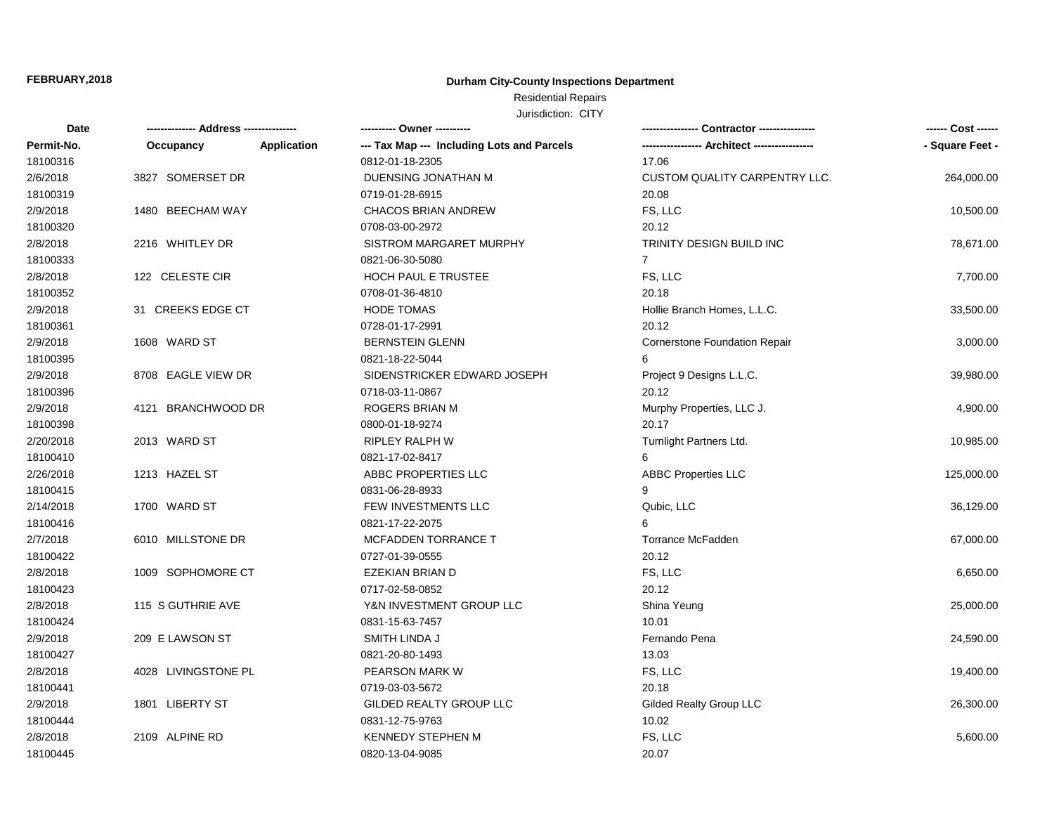**FEBRUARY,2018**

**Durham City-County Inspections Department**

Residential Repairs

Jurisdiction: CITY

| Date | ------------- Address -------------- | | ---------- Owner ---------- | --------------- Contractor --------------- | ------ Cost ------ |
|---|---|---|---|---|---|
| Permit-No. | Occupancy | Application | --- Tax Map --- Including Lots and Parcels | ---------------- Architect ---------------- | - Square Feet - |
| 18100316 | | | 0812-01-18-2305 | 17.06 | |
| 2/6/2018 | 3827 SOMERSET DR | | DUENSING JONATHAN M | CUSTOM QUALITY CARPENTRY LLC. | 264,000.00 |
| 18100319 | | | 0719-01-28-6915 | 20.08 | |
| 2/9/2018 | 1480 BEECHAM WAY | | CHACOS BRIAN ANDREW | FS, LLC | 10,500.00 |
| 18100320 | | | 0708-03-00-2972 | 20.12 | |
| 2/8/2018 | 2216 WHITLEY DR | | SISTROM MARGARET MURPHY | TRINITY DESIGN BUILD INC | 78,671.00 |
| 18100333 | | | 0821-06-30-5080 | 7 | |
| 2/8/2018 | 122 CELESTE CIR | | HOCH PAUL E TRUSTEE | FS, LLC | 7,700.00 |
| 18100352 | | | 0708-01-36-4810 | 20.18 | |
| 2/9/2018 | 31 CREEKS EDGE CT | | HODE TOMAS | Hollie Branch Homes, L.L.C. | 33,500.00 |
| 18100361 | | | 0728-01-17-2991 | 20.12 | |
| 2/9/2018 | 1608 WARD ST | | BERNSTEIN GLENN | Cornerstone Foundation Repair | 3,000.00 |
| 18100395 | | | 0821-18-22-5044 | 6 | |
| 2/9/2018 | 8708 EAGLE VIEW DR | | SIDENSTRICKER EDWARD JOSEPH | Project 9 Designs L.L.C. | 39,980.00 |
| 18100396 | | | 0718-03-11-0867 | 20.12 | |
| 2/9/2018 | 4121 BRANCHWOOD DR | | ROGERS BRIAN M | Murphy Properties, LLC J. | 4,900.00 |
| 18100398 | | | 0800-01-18-9274 | 20.17 | |
| 2/20/2018 | 2013 WARD ST | | RIPLEY RALPH W | Turnlight Partners Ltd. | 10,985.00 |
| 18100410 | | | 0821-17-02-8417 | 6 | |
| 2/26/2018 | 1213 HAZEL ST | | ABBC PROPERTIES LLC | ABBC Properties LLC | 125,000.00 |
| 18100415 | | | 0831-06-28-8933 | 9 | |
| 2/14/2018 | 1700 WARD ST | | FEW INVESTMENTS LLC | Qubic, LLC | 36,129.00 |
| 18100416 | | | 0821-17-22-2075 | 6 | |
| 2/7/2018 | 6010 MILLSTONE DR | | MCFADDEN TORRANCE T | Torrance McFadden | 67,000.00 |
| 18100422 | | | 0727-01-39-0555 | 20.12 | |
| 2/8/2018 | 1009 SOPHOMORE CT | | EZEKIAN BRIAN D | FS, LLC | 6,650.00 |
| 18100423 | | | 0717-02-58-0852 | 20.12 | |
| 2/8/2018 | 115 S GUTHRIE AVE | | Y&N INVESTMENT GROUP LLC | Shina Yeung | 25,000.00 |
| 18100424 | | | 0831-15-63-7457 | 10.01 | |
| 2/9/2018 | 209 E LAWSON ST | | SMITH LINDA J | Fernando Pena | 24,590.00 |
| 18100427 | | | 0821-20-80-1493 | 13.03 | |
| 2/8/2018 | 4028 LIVINGSTONE PL | | PEARSON MARK W | FS, LLC | 19,400.00 |
| 18100441 | | | 0719-03-03-5672 | 20.18 | |
| 2/9/2018 | 1801 LIBERTY ST | | GILDED REALTY GROUP LLC | Gilded Realty Group LLC | 26,300.00 |
| 18100444 | | | 0831-12-75-9763 | 10.02 | |
| 2/8/2018 | 2109 ALPINE RD | | KENNEDY STEPHEN M | FS, LLC | 5,600.00 |
| 18100445 | | | 0820-13-04-9085 | 20.07 | |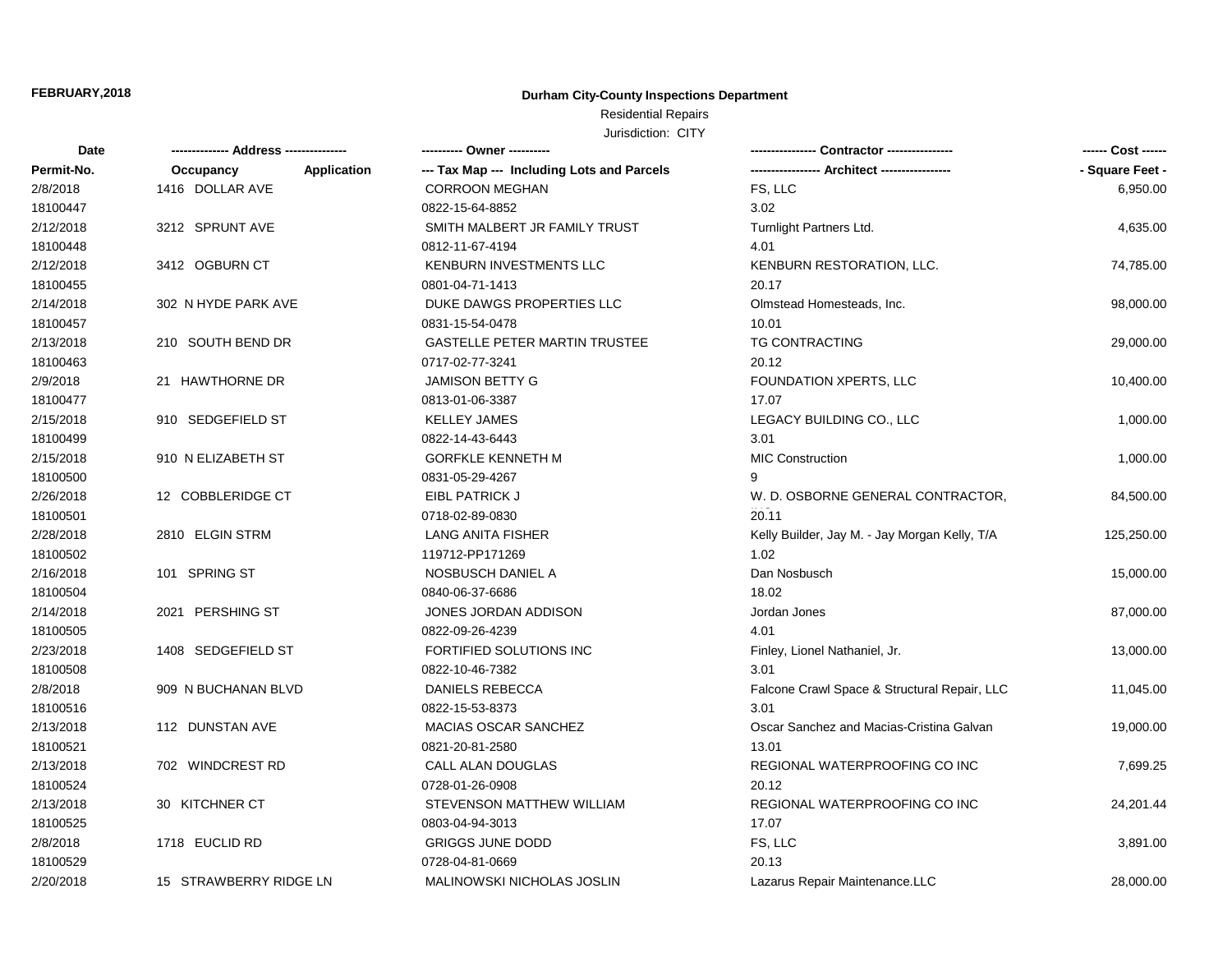**FEBRUARY,2018**

**Durham City-County Inspections Department**

Residential Repairs

Jurisdiction: CITY

| Date<br>Permit-No. | ------------- Address ---------------<br>Occupancy Application | ---------- Owner ----------<br>--- Tax Map --- Including Lots and Parcels | --------------- Contractor ---------------<br>---------------- Architect ---------------- | ------ Cost ------<br>- Square Feet - |
|---|---|---|---|---|
| 2/8/2018<br>18100447 | 1416 DOLLAR AVE | CORROON MEGHAN<br>0822-15-64-8852 | FS, LLC<br>3.02 | 6,950.00 |
| 2/12/2018<br>18100448 | 3212 SPRUNT AVE | SMITH MALBERT JR FAMILY TRUST<br>0812-11-67-4194 | Turnlight Partners Ltd.<br>4.01 | 4,635.00 |
| 2/12/2018<br>18100455 | 3412 OGBURN CT | KENBURN INVESTMENTS LLC<br>0801-04-71-1413 | KENBURN RESTORATION, LLC.<br>20.17 | 74,785.00 |
| 2/14/2018<br>18100457 | 302 N HYDE PARK AVE | DUKE DAWGS PROPERTIES LLC<br>0831-15-54-0478 | Olmstead Homesteads, Inc.<br>10.01 | 98,000.00 |
| 2/13/2018<br>18100463 | 210 SOUTH BEND DR | GASTELLE PETER MARTIN TRUSTEE<br>0717-02-77-3241 | TG CONTRACTING<br>20.12 | 29,000.00 |
| 2/9/2018<br>18100477 | 21 HAWTHORNE DR | JAMISON BETTY G<br>0813-01-06-3387 | FOUNDATION XPERTS, LLC<br>17.07 | 10,400.00 |
| 2/15/2018<br>18100499 | 910 SEDGEFIELD ST | KELLEY JAMES<br>0822-14-43-6443 | LEGACY BUILDING CO., LLC<br>3.01 | 1,000.00 |
| 2/15/2018<br>18100500 | 910 N ELIZABETH ST | GORFKLE KENNETH M<br>0831-05-29-4267 | MIC Construction<br>9 | 1,000.00 |
| 2/26/2018<br>18100501 | 12 COBBLERIDGE CT | EIBL PATRICK J<br>0718-02-89-0830 | W. D. OSBORNE GENERAL CONTRACTOR,<br>20.11 | 84,500.00 |
| 2/28/2018<br>18100502 | 2810 ELGIN STRM | LANG ANITA FISHER<br>119712-PP171269 | Kelly Builder, Jay M. - Jay Morgan Kelly, T/A<br>1.02 | 125,250.00 |
| 2/16/2018<br>18100504 | 101 SPRING ST | NOSBUSCH DANIEL A<br>0840-06-37-6686 | Dan Nosbusch<br>18.02 | 15,000.00 |
| 2/14/2018<br>18100505 | 2021 PERSHING ST | JONES JORDAN ADDISON<br>0822-09-26-4239 | Jordan Jones<br>4.01 | 87,000.00 |
| 2/23/2018<br>18100508 | 1408 SEDGEFIELD ST | FORTIFIED SOLUTIONS INC<br>0822-10-46-7382 | Finley, Lionel Nathaniel, Jr.<br>3.01 | 13,000.00 |
| 2/8/2018<br>18100516 | 909 N BUCHANAN BLVD | DANIELS REBECCA<br>0822-15-53-8373 | Falcone Crawl Space & Structural Repair, LLC<br>3.01 | 11,045.00 |
| 2/13/2018<br>18100521 | 112 DUNSTAN AVE | MACIAS OSCAR SANCHEZ<br>0821-20-81-2580 | Oscar Sanchez and Macias-Cristina Galvan<br>13.01 | 19,000.00 |
| 2/13/2018<br>18100524 | 702 WINDCREST RD | CALL ALAN DOUGLAS<br>0728-01-26-0908 | REGIONAL WATERPROOFING CO INC<br>20.12 | 7,699.25 |
| 2/13/2018<br>18100525 | 30 KITCHNER CT | STEVENSON MATTHEW WILLIAM<br>0803-04-94-3013 | REGIONAL WATERPROOFING CO INC<br>17.07 | 24,201.44 |
| 2/8/2018<br>18100529 | 1718 EUCLID RD | GRIGGS JUNE DODD<br>0728-04-81-0669 | FS, LLC<br>20.13 | 3,891.00 |
| 2/20/2018 | 15 STRAWBERRY RIDGE LN | MALINOWSKI NICHOLAS JOSLIN | Lazarus Repair Maintenance.LLC | 28,000.00 |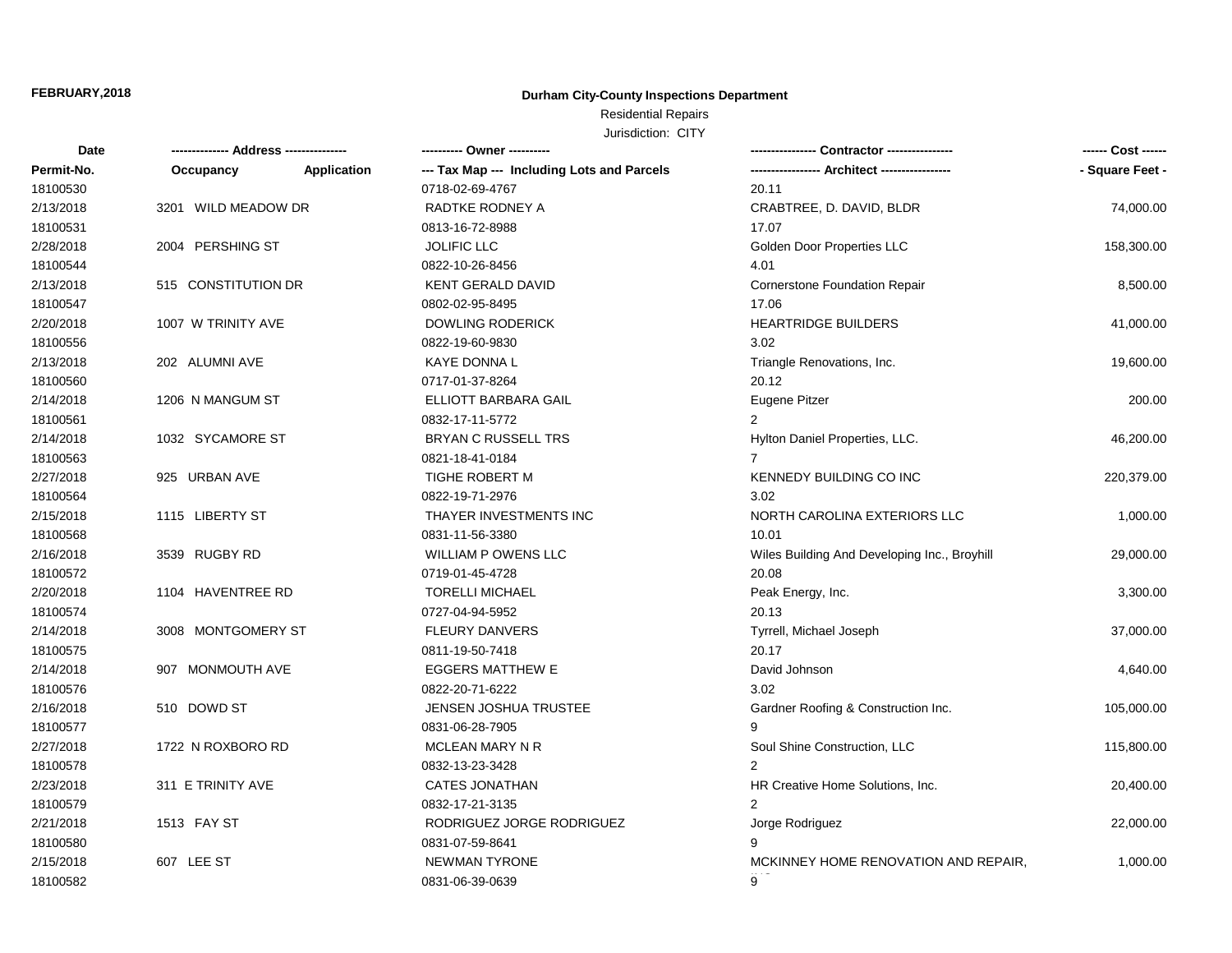**FEBRUARY,2018**

**Durham City-County Inspections Department**

Residential Repairs

Jurisdiction: CITY

| Date<br>Permit-No. | -------------- Address --------------<br>Occupancy Application | ---------- Owner ----------<br>--- Tax Map --- Including Lots and Parcels | ---------------- Contractor ----------------<br>----------------- Architect ----------------- | ------ Cost ------<br>- Square Feet - |
|---|---|---|---|---|
| 18100530 | | 0718-02-69-4767 | 20.11 | |
| 2/13/2018 | 3201 WILD MEADOW DR | RADTKE RODNEY A | CRABTREE, D. DAVID, BLDR | 74,000.00 |
| 18100531 | | 0813-16-72-8988 | 17.07 | |
| 2/28/2018 | 2004 PERSHING ST | JOLIFIC LLC | Golden Door Properties LLC | 158,300.00 |
| 18100544 | | 0822-10-26-8456 | 4.01 | |
| 2/13/2018 | 515 CONSTITUTION DR | KENT GERALD DAVID | Cornerstone Foundation Repair | 8,500.00 |
| 18100547 | | 0802-02-95-8495 | 17.06 | |
| 2/20/2018 | 1007 W TRINITY AVE | DOWLING RODERICK | HEARTRIDGE BUILDERS | 41,000.00 |
| 18100556 | | 0822-19-60-9830 | 3.02 | |
| 2/13/2018 | 202 ALUMNI AVE | KAYE DONNA L | Triangle Renovations, Inc. | 19,600.00 |
| 18100560 | | 0717-01-37-8264 | 20.12 | |
| 2/14/2018 | 1206 N MANGUM ST | ELLIOTT BARBARA GAIL | Eugene Pitzer | 200.00 |
| 18100561 | | 0832-17-11-5772 | 2 | |
| 2/14/2018 | 1032 SYCAMORE ST | BRYAN C RUSSELL TRS | Hylton Daniel Properties, LLC. | 46,200.00 |
| 18100563 | | 0821-18-41-0184 | 7 | |
| 2/27/2018 | 925 URBAN AVE | TIGHE ROBERT M | KENNEDY BUILDING CO INC | 220,379.00 |
| 18100564 | | 0822-19-71-2976 | 3.02 | |
| 2/15/2018 | 1115 LIBERTY ST | THAYER INVESTMENTS INC | NORTH CAROLINA EXTERIORS LLC | 1,000.00 |
| 18100568 | | 0831-11-56-3380 | 10.01 | |
| 2/16/2018 | 3539 RUGBY RD | WILLIAM P OWENS LLC | Wiles Building And Developing Inc., Broyhill | 29,000.00 |
| 18100572 | | 0719-01-45-4728 | 20.08 | |
| 2/20/2018 | 1104 HAVENTREE RD | TORELLI MICHAEL | Peak Energy, Inc. | 3,300.00 |
| 18100574 | | 0727-04-94-5952 | 20.13 | |
| 2/14/2018 | 3008 MONTGOMERY ST | FLEURY DANVERS | Tyrrell, Michael Joseph | 37,000.00 |
| 18100575 | | 0811-19-50-7418 | 20.17 | |
| 2/14/2018 | 907 MONMOUTH AVE | EGGERS MATTHEW E | David Johnson | 4,640.00 |
| 18100576 | | 0822-20-71-6222 | 3.02 | |
| 2/16/2018 | 510 DOWD ST | JENSEN JOSHUA TRUSTEE | Gardner Roofing & Construction Inc. | 105,000.00 |
| 18100577 | | 0831-06-28-7905 | 9 | |
| 2/27/2018 | 1722 N ROXBORO RD | MCLEAN MARY N R | Soul Shine Construction, LLC | 115,800.00 |
| 18100578 | | 0832-13-23-3428 | 2 | |
| 2/23/2018 | 311 E TRINITY AVE | CATES JONATHAN | HR Creative Home Solutions, Inc. | 20,400.00 |
| 18100579 | | 0832-17-21-3135 | 2 | |
| 2/21/2018 | 1513 FAY ST | RODRIGUEZ JORGE RODRIGUEZ | Jorge Rodriguez | 22,000.00 |
| 18100580 | | 0831-07-59-8641 | 9 | |
| 2/15/2018 | 607 LEE ST | NEWMAN TYRONE | MCKINNEY HOME RENOVATION AND REPAIR, | 1,000.00 |
| 18100582 | | 0831-06-39-0639 | 9 | |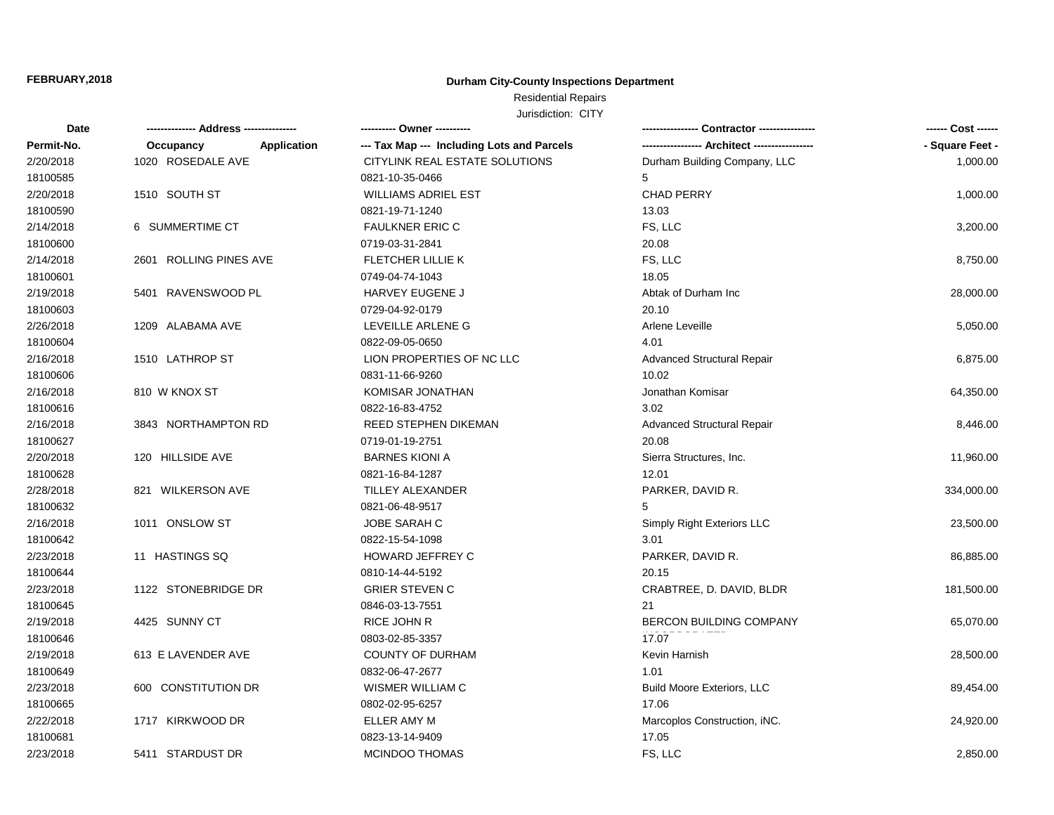**FEBRUARY,2018**

**Durham City-County Inspections Department**

Residential Repairs

Jurisdiction: CITY

| Date<br>Permit-No. | -------------- Address --------------<br>Occupancy Application | ---------- Owner ----------<br>--- Tax Map --- Including Lots and Parcels | ---------------- Contractor ----------------<br>----------------- Architect ----------------- | ------ Cost ------<br>- Square Feet - |
|---|---|---|---|---|
| 2/20/2018<br>18100585 | 1020 ROSEDALE AVE | CITYLINK REAL ESTATE SOLUTIONS<br>0821-10-35-0466 | Durham Building Company, LLC<br>5 | 1,000.00 |
| 2/20/2018<br>18100590 | 1510 SOUTH ST | WILLIAMS ADRIEL EST<br>0821-19-71-1240 | CHAD PERRY<br>13.03 | 1,000.00 |
| 2/14/2018<br>18100600 | 6 SUMMERTIME CT | FAULKNER ERIC C<br>0719-03-31-2841 | FS, LLC<br>20.08 | 3,200.00 |
| 2/14/2018<br>18100601 | 2601 ROLLING PINES AVE | FLETCHER LILLIE K<br>0749-04-74-1043 | FS, LLC<br>18.05 | 8,750.00 |
| 2/19/2018<br>18100603 | 5401 RAVENSWOOD PL | HARVEY EUGENE J<br>0729-04-92-0179 | Abtak of Durham Inc<br>20.10 | 28,000.00 |
| 2/26/2018<br>18100604 | 1209 ALABAMA AVE | LEVEILLE ARLENE G<br>0822-09-05-0650 | Arlene Leveille<br>4.01 | 5,050.00 |
| 2/16/2018<br>18100606 | 1510 LATHROP ST | LION PROPERTIES OF NC LLC<br>0831-11-66-9260 | Advanced Structural Repair<br>10.02 | 6,875.00 |
| 2/16/2018<br>18100616 | 810 W KNOX ST | KOMISAR JONATHAN<br>0822-16-83-4752 | Jonathan Komisar<br>3.02 | 64,350.00 |
| 2/16/2018<br>18100627 | 3843 NORTHAMPTON RD | REED STEPHEN DIKEMAN<br>0719-01-19-2751 | Advanced Structural Repair<br>20.08 | 8,446.00 |
| 2/20/2018<br>18100628 | 120 HILLSIDE AVE | BARNES KIONI A<br>0821-16-84-1287 | Sierra Structures, Inc.<br>12.01 | 11,960.00 |
| 2/28/2018<br>18100632 | 821 WILKERSON AVE | TILLEY ALEXANDER<br>0821-06-48-9517 | PARKER, DAVID R.<br>5 | 334,000.00 |
| 2/16/2018<br>18100642 | 1011 ONSLOW ST | JOBE SARAH C<br>0822-15-54-1098 | Simply Right Exteriors LLC<br>3.01 | 23,500.00 |
| 2/23/2018<br>18100644 | 11 HASTINGS SQ | HOWARD JEFFREY C<br>0810-14-44-5192 | PARKER, DAVID R.<br>20.15 | 86,885.00 |
| 2/23/2018<br>18100645 | 1122 STONEBRIDGE DR | GRIER STEVEN C<br>0846-03-13-7551 | CRABTREE, D. DAVID, BLDR<br>21 | 181,500.00 |
| 2/19/2018<br>18100646 | 4425 SUNNY CT | RICE JOHN R<br>0803-02-85-3357 | BERCON BUILDING COMPANY<br>17.07 | 65,070.00 |
| 2/19/2018<br>18100649 | 613 E LAVENDER AVE | COUNTY OF DURHAM<br>0832-06-47-2677 | Kevin Harnish<br>1.01 | 28,500.00 |
| 2/23/2018<br>18100665 | 600 CONSTITUTION DR | WISMER WILLIAM C<br>0802-02-95-6257 | Build Moore Exteriors, LLC<br>17.06 | 89,454.00 |
| 2/22/2018<br>18100681 | 1717 KIRKWOOD DR | ELLER AMY M<br>0823-13-14-9409 | Marcoplos Construction, iNC.<br>17.05 | 24,920.00 |
| 2/23/2018 | 5411 STARDUST DR | MCINDOO THOMAS | FS, LLC | 2,850.00 |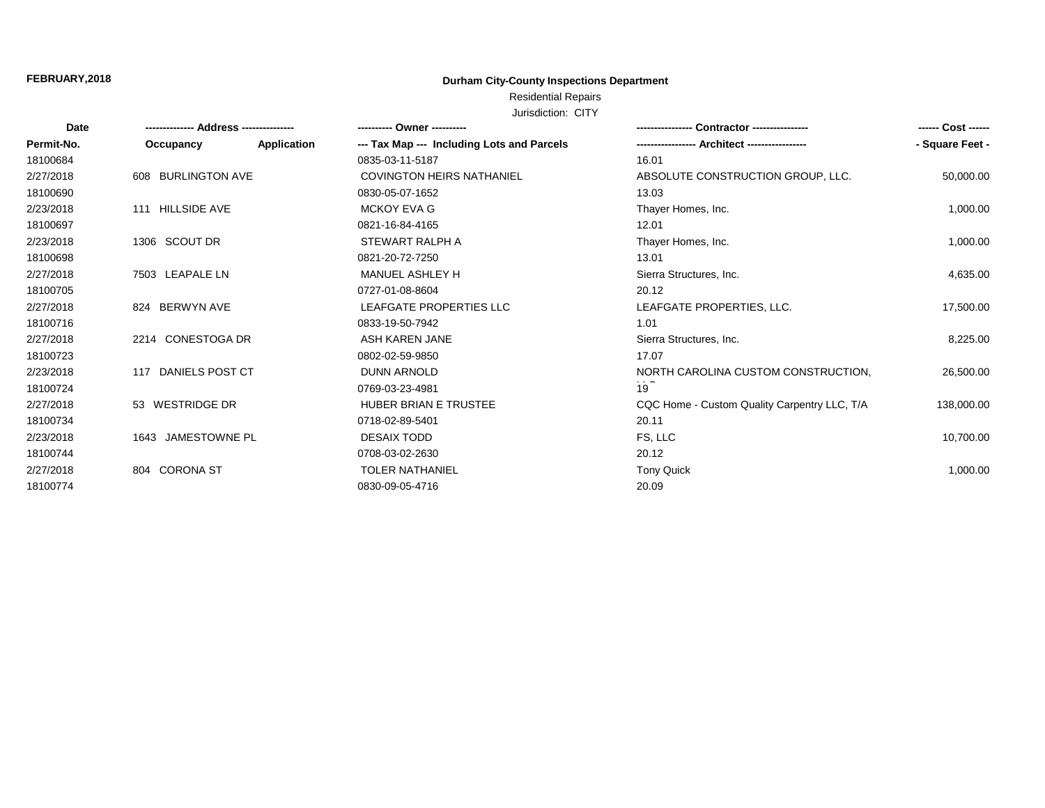**FEBRUARY,2018**

**Durham City-County Inspections Department**

Residential Repairs

Jurisdiction: CITY

| Date | -------------- Address -------------- | | ---------- Owner ---------- | ---------------- Contractor ---------------- | ------ Cost ------ |
|---|---|---|---|---|---|
| **Permit-No.** | **Occupancy** | **Application** | **--- Tax Map --- Including Lots and Parcels** | **----------------- Architect -----------------** | **- Square Feet -** |
| 18100684 | | | 0835-03-11-5187 | 16.01 | |
| 2/27/2018 | 608 BURLINGTON AVE | | COVINGTON HEIRS NATHANIEL | ABSOLUTE CONSTRUCTION GROUP, LLC. | 50,000.00 |
| 18100690 | | | 0830-05-07-1652 | 13.03 | |
| 2/23/2018 | 111 HILLSIDE AVE | | MCKOY EVA G | Thayer Homes, Inc. | 1,000.00 |
| 18100697 | | | 0821-16-84-4165 | 12.01 | |
| 2/23/2018 | 1306 SCOUT DR | | STEWART RALPH A | Thayer Homes, Inc. | 1,000.00 |
| 18100698 | | | 0821-20-72-7250 | 13.01 | |
| 2/27/2018 | 7503 LEAPALE LN | | MANUEL ASHLEY H | Sierra Structures, Inc. | 4,635.00 |
| 18100705 | | | 0727-01-08-8604 | 20.12 | |
| 2/27/2018 | 824 BERWYN AVE | | LEAFGATE PROPERTIES LLC | LEAFGATE PROPERTIES, LLC. | 17,500.00 |
| 18100716 | | | 0833-19-50-7942 | 1.01 | |
| 2/27/2018 | 2214 CONESTOGA DR | | ASH KAREN JANE | Sierra Structures, Inc. | 8,225.00 |
| 18100723 | | | 0802-02-59-9850 | 17.07 | |
| 2/23/2018 | 117 DANIELS POST CT | | DUNN ARNOLD | NORTH CAROLINA CUSTOM CONSTRUCTION, | 26,500.00 |
| 18100724 | | | 0769-03-23-4981 | 19 | |
| 2/27/2018 | 53 WESTRIDGE DR | | HUBER BRIAN E TRUSTEE | CQC Home - Custom Quality Carpentry LLC, T/A | 138,000.00 |
| 18100734 | | | 0718-02-89-5401 | 20.11 | |
| 2/23/2018 | 1643 JAMESTOWNE PL | | DESAIX TODD | FS, LLC | 10,700.00 |
| 18100744 | | | 0708-03-02-2630 | 20.12 | |
| 2/27/2018 | 804 CORONA ST | | TOLER NATHANIEL | Tony Quick | 1,000.00 |
| 18100774 | | | 0830-09-05-4716 | 20.09 | |